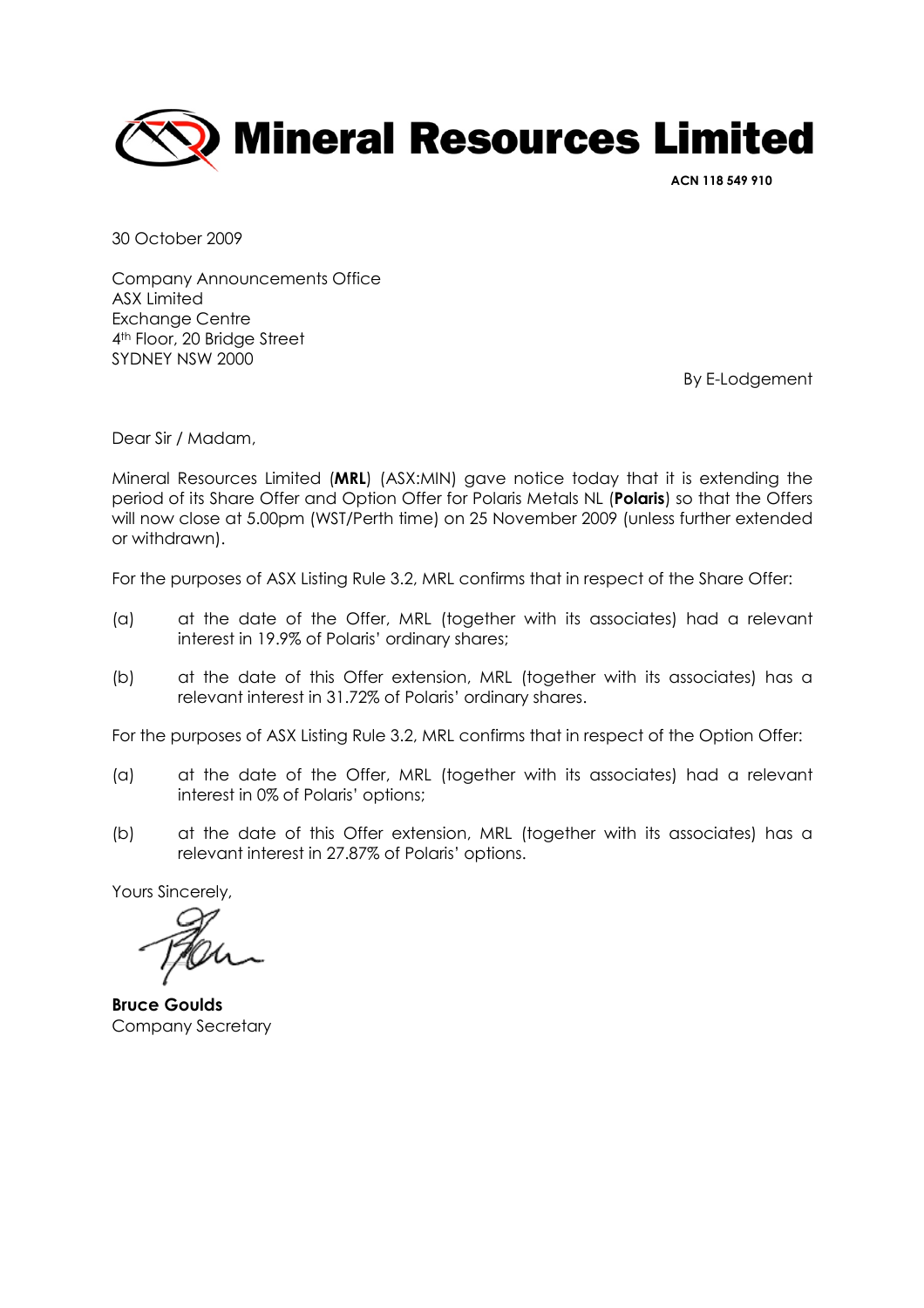# Mineral Resources Limited

**ACN 118 549 910**

30 October 2009

Company Announcements Office
ASX Limited
Exchange Centre
4th Floor, 20 Bridge Street
SYDNEY NSW 2000

By E-Lodgement

Dear Sir / Madam,

Mineral Resources Limited (**MRL**) (ASX:MIN) gave notice today that it is extending the period of its Share Offer and Option Offer for Polaris Metals NL (**Polaris**) so that the Offers will now close at 5.00pm (WST/Perth time) on 25 November 2009 (unless further extended or withdrawn).

For the purposes of ASX Listing Rule 3.2, MRL confirms that in respect of the Share Offer:

(a) at the date of the Offer, MRL (together with its associates) had a relevant interest in 19.9% of Polaris' ordinary shares;

(b) at the date of this Offer extension, MRL (together with its associates) has a relevant interest in 31.72% of Polaris' ordinary shares.

For the purposes of ASX Listing Rule 3.2, MRL confirms that in respect of the Option Offer:

(a) at the date of the Offer, MRL (together with its associates) had a relevant interest in 0% of Polaris' options;

(b) at the date of this Offer extension, MRL (together with its associates) has a relevant interest in 27.87% of Polaris' options.

Yours Sincerely,

**Bruce Goulds**
Company Secretary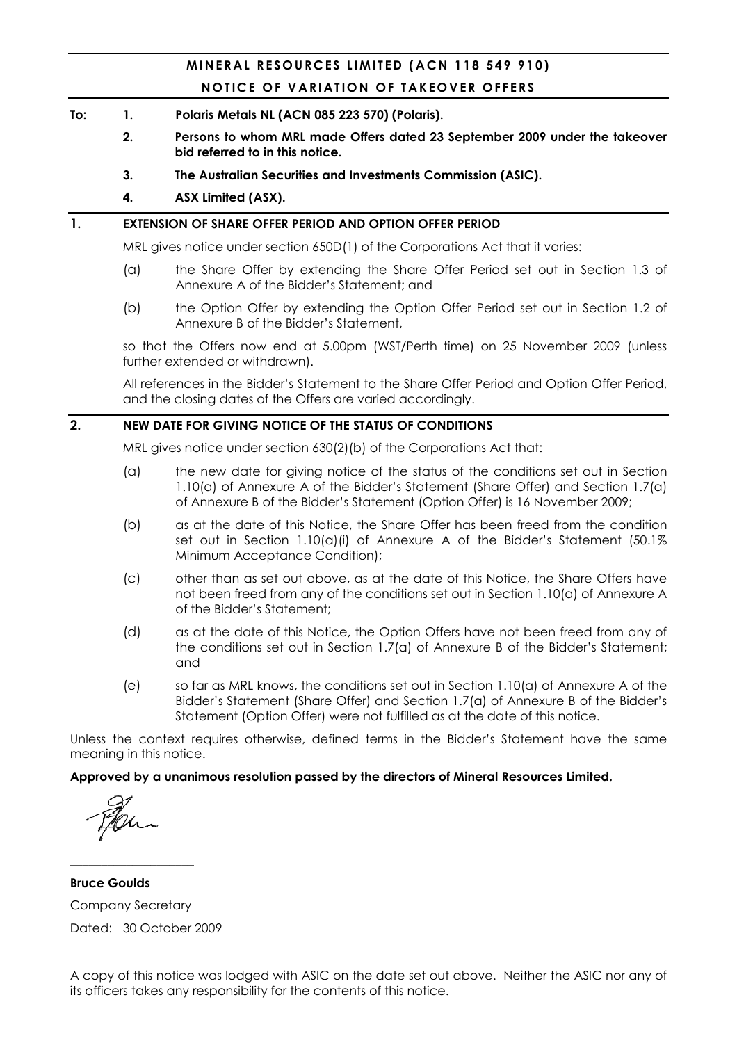# MINERAL RESOURCES LIMITED (ACN 118 549 910)

## NOTICE OF VARIATION OF TAKEOVER OFFERS

**To:**

1. **Polaris Metals NL (ACN 085 223 570) (Polaris).**
2. **Persons to whom MRL made Offers dated 23 September 2009 under the takeover bid referred to in this notice.**
3. **The Australian Securities and Investments Commission (ASIC).**
4. **ASX Limited (ASX).**

## 1. EXTENSION OF SHARE OFFER PERIOD AND OPTION OFFER PERIOD

MRL gives notice under section 650D(1) of the Corporations Act that it varies:

(a) the Share Offer by extending the Share Offer Period set out in Section 1.3 of Annexure A of the Bidder's Statement; and

(b) the Option Offer by extending the Option Offer Period set out in Section 1.2 of Annexure B of the Bidder's Statement,

so that the Offers now end at 5.00pm (WST/Perth time) on 25 November 2009 (unless further extended or withdrawn).

All references in the Bidder's Statement to the Share Offer Period and Option Offer Period, and the closing dates of the Offers are varied accordingly.

## 2. NEW DATE FOR GIVING NOTICE OF THE STATUS OF CONDITIONS

MRL gives notice under section 630(2)(b) of the Corporations Act that:

(a) the new date for giving notice of the status of the conditions set out in Section 1.10(a) of Annexure A of the Bidder's Statement (Share Offer) and Section 1.7(a) of Annexure B of the Bidder's Statement (Option Offer) is 16 November 2009;

(b) as at the date of this Notice, the Share Offer has been freed from the condition set out in Section 1.10(a)(i) of Annexure A of the Bidder's Statement (50.1% Minimum Acceptance Condition);

(c) other than as set out above, as at the date of this Notice, the Share Offers have not been freed from any of the conditions set out in Section 1.10(a) of Annexure A of the Bidder's Statement;

(d) as at the date of this Notice, the Option Offers have not been freed from any of the conditions set out in Section 1.7(a) of Annexure B of the Bidder's Statement; and

(e) so far as MRL knows, the conditions set out in Section 1.10(a) of Annexure A of the Bidder's Statement (Share Offer) and Section 1.7(a) of Annexure B of the Bidder's Statement (Option Offer) were not fulfilled as at the date of this notice.

Unless the context requires otherwise, defined terms in the Bidder's Statement have the same meaning in this notice.

**Approved by a unanimous resolution passed by the directors of Mineral Resources Limited.**

**Bruce Goulds**
Company Secretary
Dated: 30 October 2009

A copy of this notice was lodged with ASIC on the date set out above. Neither the ASIC nor any of its officers takes any responsibility for the contents of this notice.